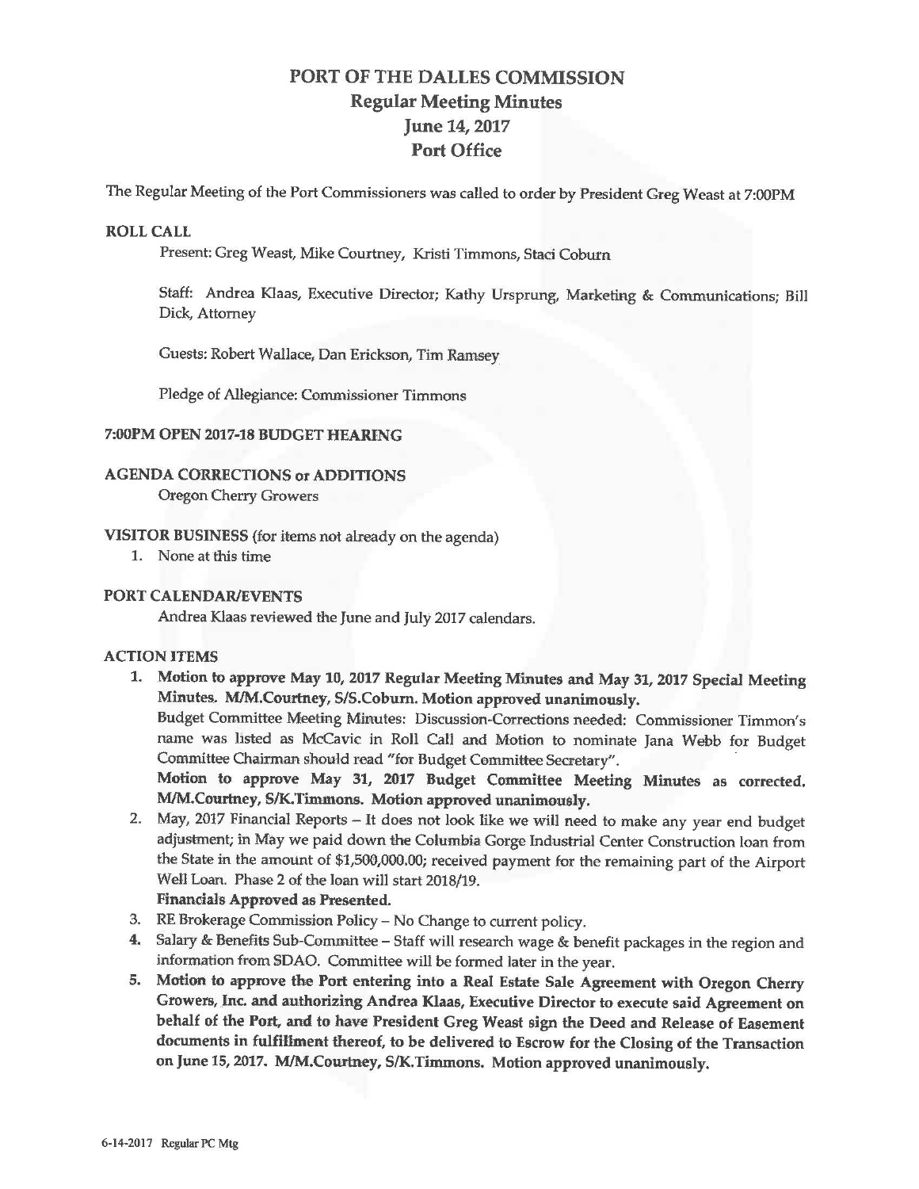# PORT OF THE DALLES COMMISSION
## Regular Meeting Minutes
## June 14, 2017
## Port Office

The Regular Meeting of the Port Commissioners was called to order by President Greg Weast at 7:00PM

### ROLL CALL

Present: Greg Weast, Mike Courtney, Kristi Timmons, Staci Coburn

Staff: Andrea Klaas, Executive Director; Kathy Ursprung, Marketing & Communications; Bill Dick, Attorney

Guests: Robert Wallace, Dan Erickson, Tim Ramsey

Pledge of Allegiance: Commissioner Timmons

### 7:00PM OPEN 2017-18 BUDGET HEARING

### AGENDA CORRECTIONS or ADDITIONS

Oregon Cherry Growers

### VISITOR BUSINESS (for items not already on the agenda)

1. None at this time

### PORT CALENDAR/EVENTS

Andrea Klaas reviewed the June and July 2017 calendars.

### ACTION ITEMS

1. **Motion to approve May 10, 2017 Regular Meeting Minutes and May 31, 2017 Special Meeting Minutes. M/M.Courtney, S/S.Coburn. Motion approved unanimously.**
   Budget Committee Meeting Minutes: Discussion-Corrections needed: Commissioner Timmon's name was listed as McCavic in Roll Call and Motion to nominate Jana Webb for Budget Committee Chairman should read "for Budget Committee Secretary".
   **Motion to approve May 31, 2017 Budget Committee Meeting Minutes as corrected. M/M.Courtney, S/K.Timmons. Motion approved unanimously.**
2. May, 2017 Financial Reports – It does not look like we will need to make any year end budget adjustment; in May we paid down the Columbia Gorge Industrial Center Construction loan from the State in the amount of $1,500,000.00; received payment for the remaining part of the Airport Well Loan. Phase 2 of the loan will start 2018/19.
   **Financials Approved as Presented.**
3. RE Brokerage Commission Policy – No Change to current policy.
4. Salary & Benefits Sub-Committee – Staff will research wage & benefit packages in the region and information from SDAO. Committee will be formed later in the year.
5. **Motion to approve the Port entering into a Real Estate Sale Agreement with Oregon Cherry Growers, Inc. and authorizing Andrea Klaas, Executive Director to execute said Agreement on behalf of the Port, and to have President Greg Weast sign the Deed and Release of Easement documents in fulfillment thereof, to be delivered to Escrow for the Closing of the Transaction on June 15, 2017. M/M.Courtney, S/K.Timmons. Motion approved unanimously.**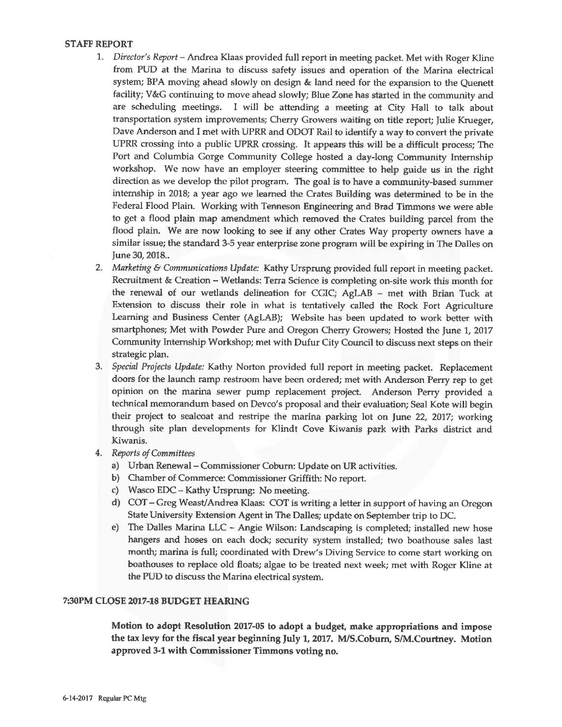**STAFF REPORT**

1. *Director's Report* – Andrea Klaas provided full report in meeting packet. Met with Roger Kline from PUD at the Marina to discuss safety issues and operation of the Marina electrical system; BPA moving ahead slowly on design & land need for the expansion to the Quenett facility; V&G continuing to move ahead slowly; Blue Zone has started in the community and are scheduling meetings. I will be attending a meeting at City Hall to talk about transportation system improvements; Cherry Growers waiting on title report; Julie Krueger, Dave Anderson and I met with UPRR and ODOT Rail to identify a way to convert the private UPRR crossing into a public UPRR crossing. It appears this will be a difficult process; The Port and Columbia Gorge Community College hosted a day-long Community Internship workshop. We now have an employer steering committee to help guide us in the right direction as we develop the pilot program. The goal is to have a community-based summer internship in 2018; a year ago we learned the Crates Building was determined to be in the Federal Flood Plain. Working with Tenneson Engineering and Brad Timmons we were able to get a flood plain map amendment which removed the Crates building parcel from the flood plain. We are now looking to see if any other Crates Way property owners have a similar issue; the standard 3-5 year enterprise zone program will be expiring in The Dalles on June 30, 2018..
2. *Marketing & Communications Update:* Kathy Ursprung provided full report in meeting packet. Recruitment & Creation – Wetlands: Terra Science is completing on-site work this month for the renewal of our wetlands delineation for CGIC; AgLAB – met with Brian Tuck at Extension to discuss their role in what is tentatively called the Rock Fort Agriculture Learning and Business Center (AgLAB); Website has been updated to work better with smartphones; Met with Powder Pure and Oregon Cherry Growers; Hosted the June 1, 2017 Community Internship Workshop; met with Dufur City Council to discuss next steps on their strategic plan.
3. *Special Projects Update:* Kathy Norton provided full report in meeting packet. Replacement doors for the launch ramp restroom have been ordered; met with Anderson Perry rep to get opinion on the marina sewer pump replacement project. Anderson Perry provided a technical memorandum based on Devco's proposal and their evaluation; Seal Kote will begin their project to sealcoat and restripe the marina parking lot on June 22, 2017; working through site plan developments for Klindt Cove Kiwanis park with Parks district and Kiwanis.
4. *Reports of Committees*
   a) Urban Renewal – Commissioner Coburn: Update on UR activities.
   b) Chamber of Commerce: Commissioner Griffith: No report.
   c) Wasco EDC – Kathy Ursprung: No meeting.
   d) COT – Greg Weast/Andrea Klaas: COT is writing a letter in support of having an Oregon State University Extension Agent in The Dalles; update on September trip to DC.
   e) The Dalles Marina LLC – Angie Wilson: Landscaping is completed; installed new hose hangers and hoses on each dock; security system installed; two boathouse sales last month; marina is full; coordinated with Drew's Diving Service to come start working on boathouses to replace old floats; algae to be treated next week; met with Roger Kline at the PUD to discuss the Marina electrical system.

**7:30PM CLOSE 2017-18 BUDGET HEARING**

**Motion to adopt Resolution 2017-05 to adopt a budget, make appropriations and impose the tax levy for the fiscal year beginning July 1, 2017. M/S.Coburn, S/M.Courtney. Motion approved 3-1 with Commissioner Timmons voting no.**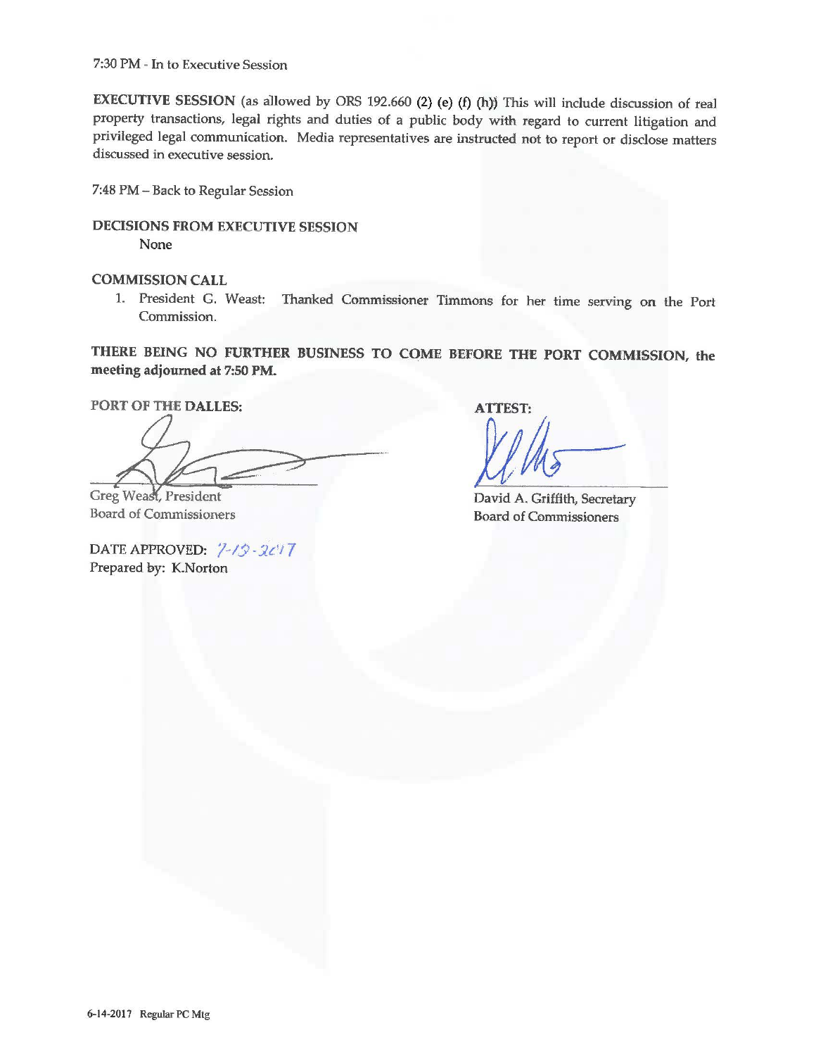7:30 PM - In to Executive Session

**EXECUTIVE SESSION** (as allowed by ORS 192.660 (2) (e) (f) (h)) This will include discussion of real property transactions, legal rights and duties of a public body with regard to current litigation and privileged legal communication. Media representatives are instructed not to report or disclose matters discussed in executive session.

7:48 PM – Back to Regular Session

**DECISIONS FROM EXECUTIVE SESSION**

None

**COMMISSION CALL**

1. President G. Weast: Thanked Commissioner Timmons for her time serving on the Port Commission.

**THERE BEING NO FURTHER BUSINESS TO COME BEFORE THE PORT COMMISSION, the meeting adjourned at 7:50 PM.**

PORT OF THE DALLES:

Greg Weast, President
Board of Commissioners

ATTEST:

David A. Griffith, Secretary
Board of Commissioners

DATE APPROVED: 7-12-2017
Prepared by: K.Norton

6-14-2017 Regular PC Mtg